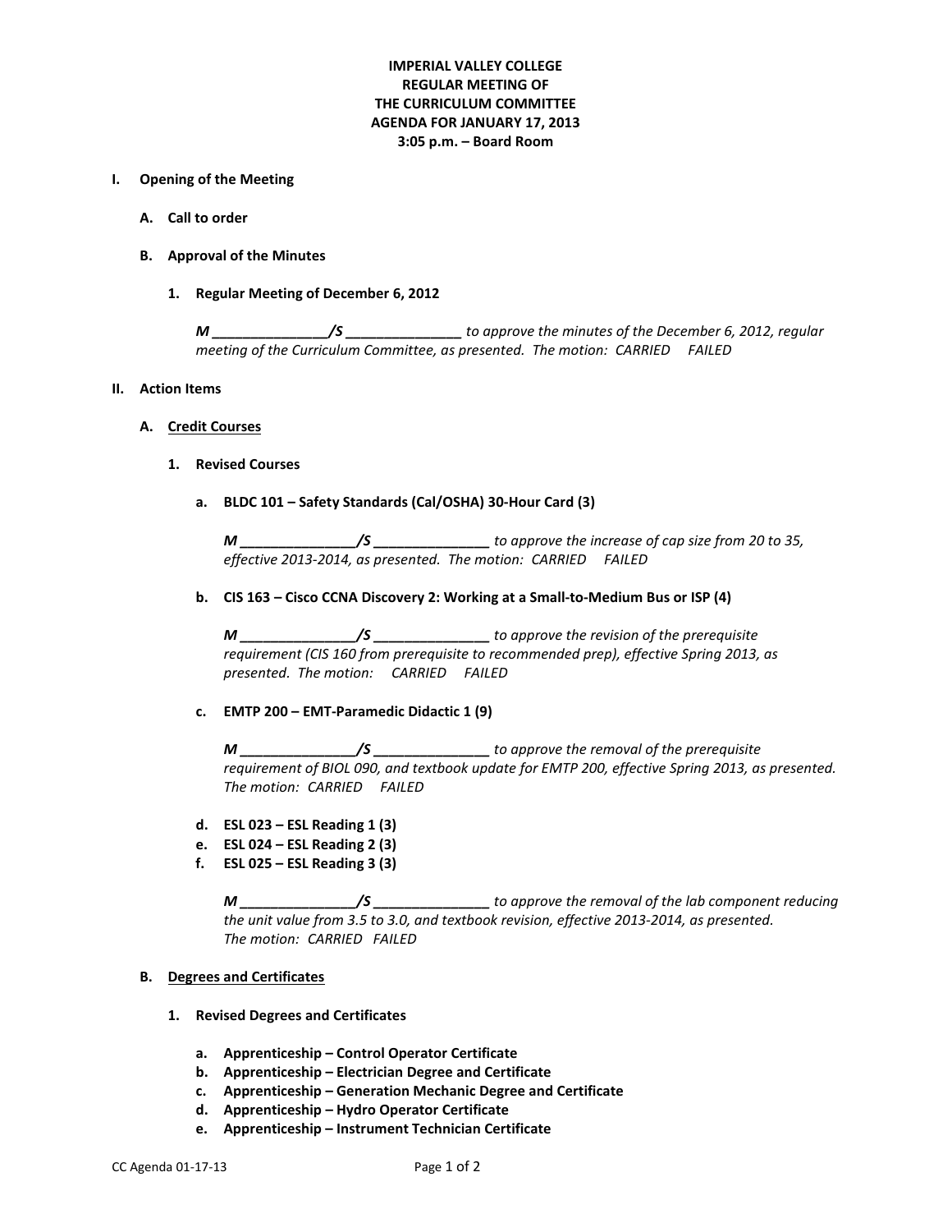**IMPERIAL VALLEY COLLEGE**
**REGULAR MEETING OF**
**THE CURRICULUM COMMITTEE**
**AGENDA FOR JANUARY 17, 2013**
**3:05 p.m. – Board Room**

**I. Opening of the Meeting**

**A. Call to order**

**B. Approval of the Minutes**

**1. Regular Meeting of December 6, 2012**

***M _______________/S _______________*** *to approve the minutes of the December 6, 2012, regular meeting of the Curriculum Committee, as presented. The motion: CARRIED FAILED*

**II. Action Items**

**A. Credit Courses**

**1. Revised Courses**

**a. BLDC 101 – Safety Standards (Cal/OSHA) 30-Hour Card (3)**

***M _______________/S _______________*** *to approve the increase of cap size from 20 to 35, effective 2013-2014, as presented. The motion: CARRIED FAILED*

**b. CIS 163 – Cisco CCNA Discovery 2: Working at a Small-to-Medium Bus or ISP (4)**

***M _______________/S _______________*** *to approve the revision of the prerequisite requirement (CIS 160 from prerequisite to recommended prep), effective Spring 2013, as presented. The motion: CARRIED FAILED*

**c. EMTP 200 – EMT-Paramedic Didactic 1 (9)**

***M _______________/S _______________*** *to approve the removal of the prerequisite requirement of BIOL 090, and textbook update for EMTP 200, effective Spring 2013, as presented. The motion: CARRIED FAILED*

**d. ESL 023 – ESL Reading 1 (3)**
**e. ESL 024 – ESL Reading 2 (3)**
**f. ESL 025 – ESL Reading 3 (3)**

***M _______________/S _______________*** *to approve the removal of the lab component reducing the unit value from 3.5 to 3.0, and textbook revision, effective 2013-2014, as presented. The motion: CARRIED FAILED*

**B. Degrees and Certificates**

**1. Revised Degrees and Certificates**

**a. Apprenticeship – Control Operator Certificate**
**b. Apprenticeship – Electrician Degree and Certificate**
**c. Apprenticeship – Generation Mechanic Degree and Certificate**
**d. Apprenticeship – Hydro Operator Certificate**
**e. Apprenticeship – Instrument Technician Certificate**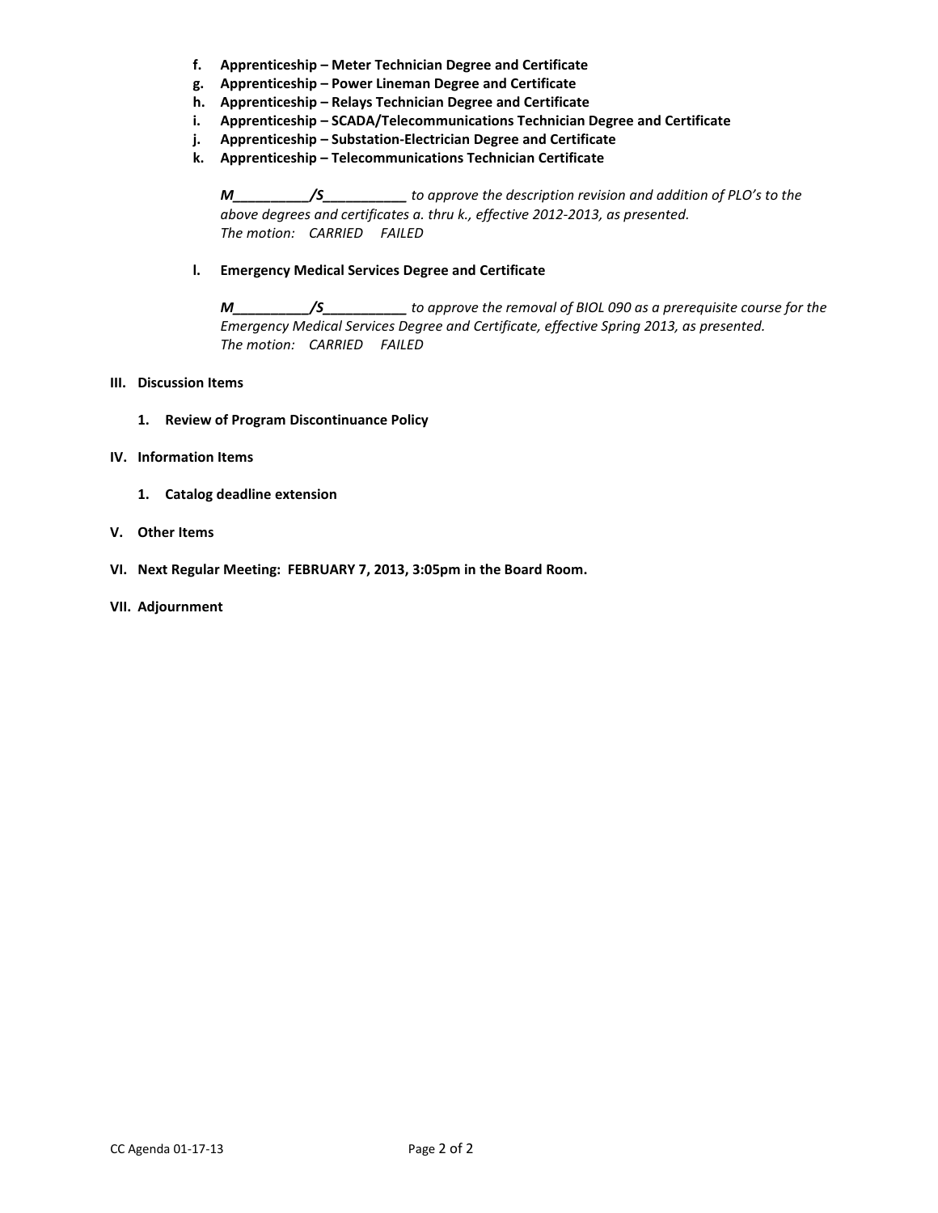- **f. Apprenticeship – Meter Technician Degree and Certificate**
- **g. Apprenticeship – Power Lineman Degree and Certificate**
- **h. Apprenticeship – Relays Technician Degree and Certificate**
- **i. Apprenticeship – SCADA/Telecommunications Technician Degree and Certificate**
- **j. Apprenticeship – Substation-Electrician Degree and Certificate**
- **k. Apprenticeship – Telecommunications Technician Certificate**

  ***M__________/S___________*** *to approve the description revision and addition of PLO's to the above degrees and certificates a. thru k., effective 2012-2013, as presented.*
  *The motion: CARRIED FAILED*

- **l. Emergency Medical Services Degree and Certificate**

  ***M__________/S___________*** *to approve the removal of BIOL 090 as a prerequisite course for the Emergency Medical Services Degree and Certificate, effective Spring 2013, as presented.*
  *The motion: CARRIED FAILED*

**III. Discussion Items**

**1. Review of Program Discontinuance Policy**

**IV. Information Items**

**1. Catalog deadline extension**

**V. Other Items**

**VI. Next Regular Meeting: FEBRUARY 7, 2013, 3:05pm in the Board Room.**

**VII. Adjournment**